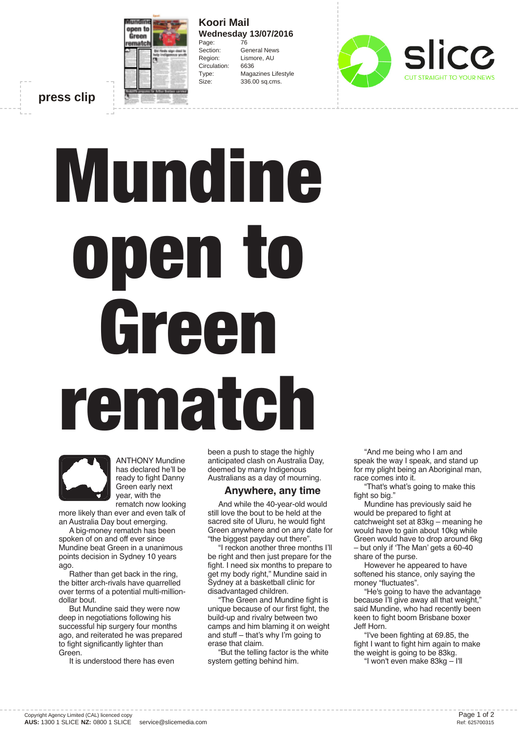**press clip**

**Koori Mail**
**Wednesday 13/07/2016**

| | |
|---|---|
| Page: | 76 |
| Section: | General News |
| Region: | Lismore, AU |
| Circulation: | 6636 |
| Type: | Magazines Lifestyle |
| Size: | 336.00 sq.cms. |

# Mundine open to Green rematch

ANTHONY Mundine has declared he'll be ready to fight Danny Green early next year, with the rematch now looking more likely than ever and even talk of an Australia Day bout emerging.

A big-money rematch has been spoken of on and off ever since Mundine beat Green in a unanimous points decision in Sydney 10 years ago.

Rather than get back in the ring, the bitter arch-rivals have quarrelled over terms of a potential multi-million-dollar bout.

But Mundine said they were now deep in negotiations following his successful hip surgery four months ago, and reiterated he was prepared to fight significantly lighter than Green.

It is understood there has even been a push to stage the highly anticipated clash on Australia Day, deemed by many Indigenous Australians as a day of mourning.

## Anywhere, any time

And while the 40-year-old would still love the bout to be held at the sacred site of Uluru, he would fight Green anywhere and on any date for "the biggest payday out there".

"I reckon another three months I'll be right and then just prepare for the fight. I need six months to prepare to get my body right," Mundine said in Sydney at a basketball clinic for disadvantaged children.

"The Green and Mundine fight is unique because of our first fight, the build-up and rivalry between two camps and him blaming it on weight and stuff – that's why I'm going to erase that claim.

"But the telling factor is the white system getting behind him.

"And me being who I am and speak the way I speak, and stand up for my plight being an Aboriginal man, race comes into it.

"That's what's going to make this fight so big."

Mundine has previously said he would be prepared to fight at catchweight set at 83kg – meaning he would have to gain about 10kg while Green would have to drop around 6kg – but only if 'The Man' gets a 60-40 share of the purse.

However he appeared to have softened his stance, only saying the money "fluctuates".

"He's going to have the advantage because I'll give away all that weight," said Mundine, who had recently been keen to fight boom Brisbane boxer Jeff Horn.

"I've been fighting at 69.85, the fight I want to fight him again to make the weight is going to be 83kg.

"I won't even make 83kg – I'll

Copyright Agency Limited (CAL) licenced copy
**AUS:** 1300 1 SLICE **NZ:** 0800 1 SLICE service@slicemedia.com

Ref: 625700315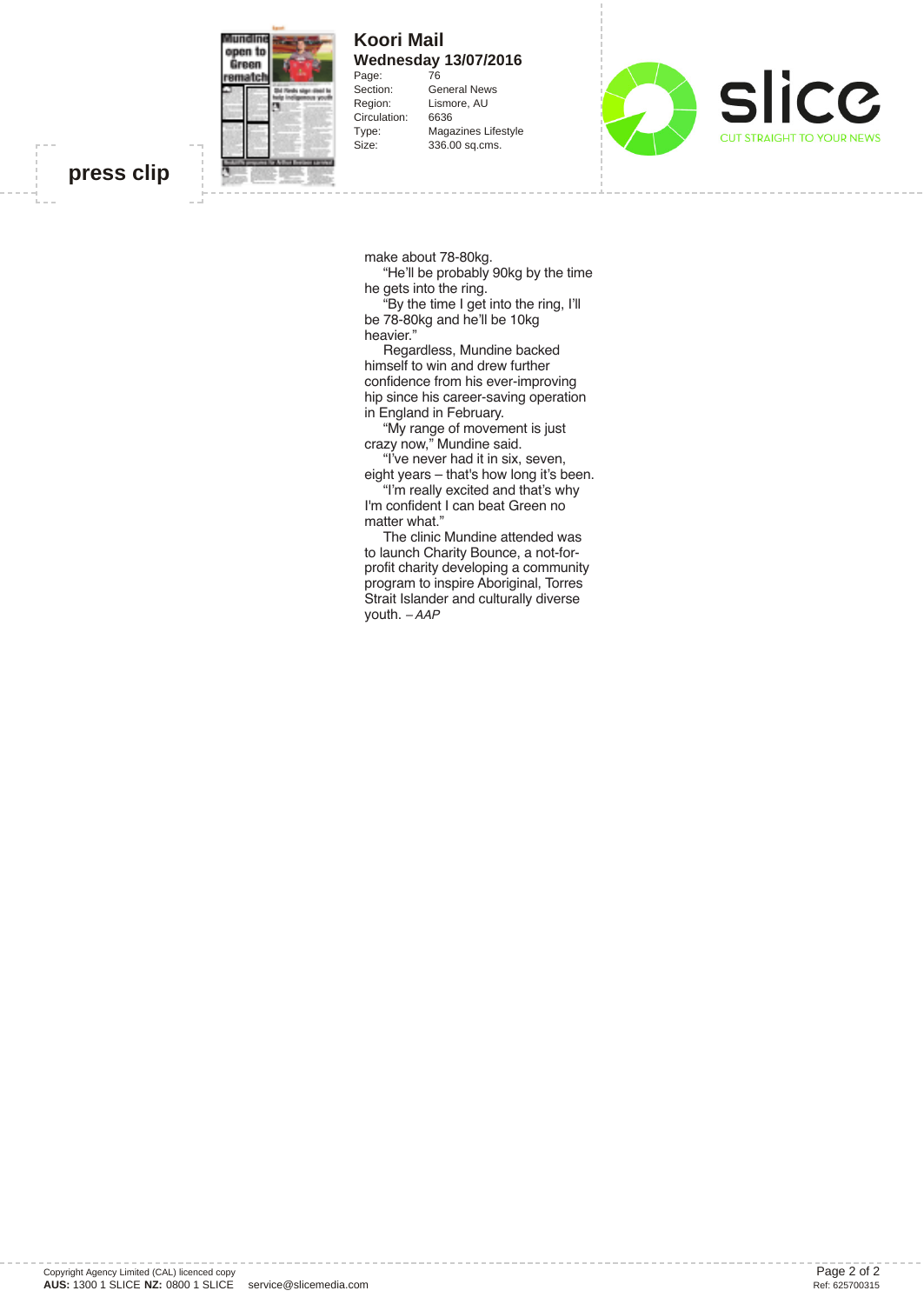**Koori Mail**
**Wednesday 13/07/2016**

Page: 76
Section: General News
Region: Lismore, AU
Circulation: 6636
Type: Magazines Lifestyle
Size: 336.00 sq.cms.

press clip

make about 78-80kg.

"He'll be probably 90kg by the time he gets into the ring.

"By the time I get into the ring, I'll be 78-80kg and he'll be 10kg heavier."

Regardless, Mundine backed himself to win and drew further confidence from his ever-improving hip since his career-saving operation in England in February.

"My range of movement is just crazy now," Mundine said.

"I've never had it in six, seven, eight years – that's how long it's been.

"I'm really excited and that's why I'm confident I can beat Green no matter what."

The clinic Mundine attended was to launch Charity Bounce, a not-for-profit charity developing a community program to inspire Aboriginal, Torres Strait Islander and culturally diverse youth. *– AAP*

Copyright Agency Limited (CAL) licenced copy
**AUS:** 1300 1 SLICE **NZ:** 0800 1 SLICE service@slicemedia.com

Ref: 625700315